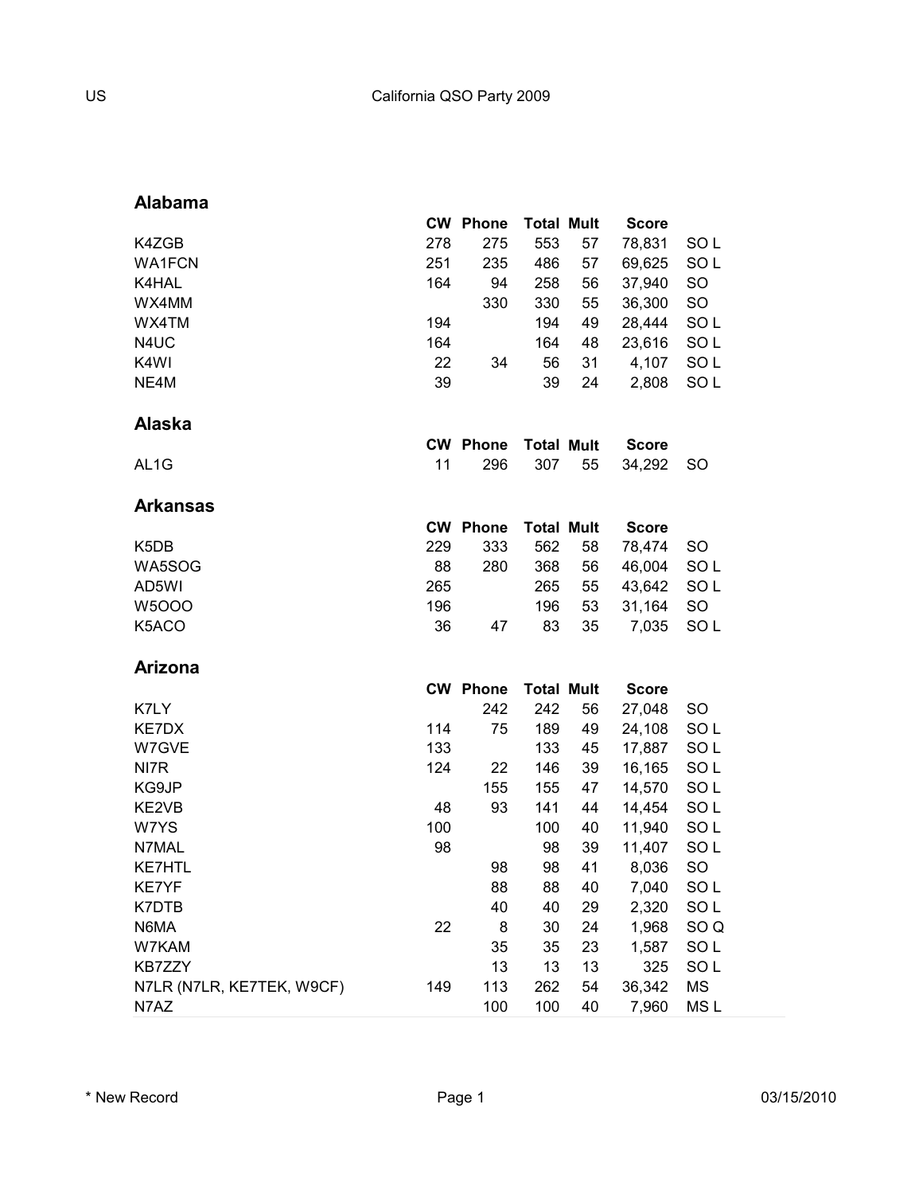# California QSO Party 2009

US

## Alabama

| | CW | Phone | Total | Mult | Score | |
|---|---|---|---|---|---|---|
| K4ZGB | 278 | 275 | 553 | 57 | 78,831 | SO L |
| WA1FCN | 251 | 235 | 486 | 57 | 69,625 | SO L |
| K4HAL | 164 | 94 | 258 | 56 | 37,940 | SO |
| WX4MM | | 330 | 330 | 55 | 36,300 | SO |
| WX4TM | 194 | | 194 | 49 | 28,444 | SO L |
| N4UC | 164 | | 164 | 48 | 23,616 | SO L |
| K4WI | 22 | 34 | 56 | 31 | 4,107 | SO L |
| NE4M | 39 | | 39 | 24 | 2,808 | SO L |

## Alaska

| | CW | Phone | Total | Mult | Score | |
|---|---|---|---|---|---|---|
| AL1G | 11 | 296 | 307 | 55 | 34,292 | SO |

## Arkansas

| | CW | Phone | Total | Mult | Score | |
|---|---|---|---|---|---|---|
| K5DB | 229 | 333 | 562 | 58 | 78,474 | SO |
| WA5SOG | 88 | 280 | 368 | 56 | 46,004 | SO L |
| AD5WI | 265 | | 265 | 55 | 43,642 | SO L |
| W5OOO | 196 | | 196 | 53 | 31,164 | SO |
| K5ACO | 36 | 47 | 83 | 35 | 7,035 | SO L |

## Arizona

| | CW | Phone | Total | Mult | Score | |
|---|---|---|---|---|---|---|
| K7LY | | 242 | 242 | 56 | 27,048 | SO |
| KE7DX | 114 | 75 | 189 | 49 | 24,108 | SO L |
| W7GVE | 133 | | 133 | 45 | 17,887 | SO L |
| NI7R | 124 | 22 | 146 | 39 | 16,165 | SO L |
| KG9JP | | 155 | 155 | 47 | 14,570 | SO L |
| KE2VB | 48 | 93 | 141 | 44 | 14,454 | SO L |
| W7YS | 100 | | 100 | 40 | 11,940 | SO L |
| N7MAL | 98 | | 98 | 39 | 11,407 | SO L |
| KE7HTL | | 98 | 98 | 41 | 8,036 | SO |
| KE7YF | | 88 | 88 | 40 | 7,040 | SO L |
| K7DTB | | 40 | 40 | 29 | 2,320 | SO L |
| N6MA | 22 | 8 | 30 | 24 | 1,968 | SO Q |
| W7KAM | | 35 | 35 | 23 | 1,587 | SO L |
| KB7ZZY | | 13 | 13 | 13 | 325 | SO L |
| N7LR (N7LR, KE7TEK, W9CF) | 149 | 113 | 262 | 54 | 36,342 | MS |
| N7AZ | | 100 | 100 | 40 | 7,960 | MS L |

* New Record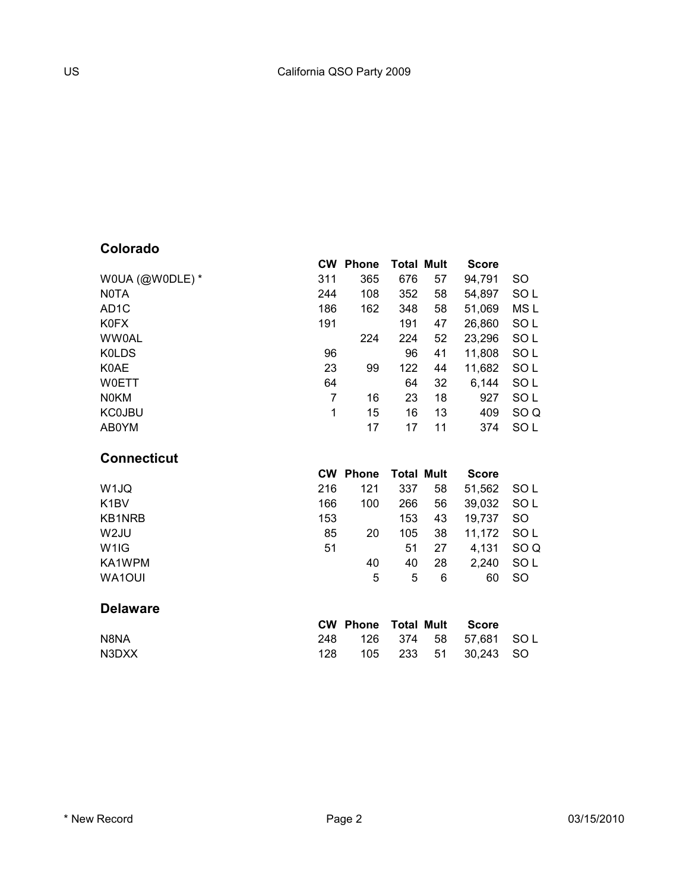## Colorado

| | CW | Phone | Total | Mult | Score | |
|---|---|---|---|---|---|---|
| W0UA (@W0DLE) * | 311 | 365 | 676 | 57 | 94,791 | SO |
| N0TA | 244 | 108 | 352 | 58 | 54,897 | SO L |
| AD1C | 186 | 162 | 348 | 58 | 51,069 | MS L |
| K0FX | 191 | | 191 | 47 | 26,860 | SO L |
| WW0AL | | 224 | 224 | 52 | 23,296 | SO L |
| K0LDS | 96 | | 96 | 41 | 11,808 | SO L |
| K0AE | 23 | 99 | 122 | 44 | 11,682 | SO L |
| W0ETT | 64 | | 64 | 32 | 6,144 | SO L |
| N0KM | 7 | 16 | 23 | 18 | 927 | SO L |
| KC0JBU | 1 | 15 | 16 | 13 | 409 | SO Q |
| AB0YM | | 17 | 17 | 11 | 374 | SO L |

## Connecticut

| | CW | Phone | Total | Mult | Score | |
|---|---|---|---|---|---|---|
| W1JQ | 216 | 121 | 337 | 58 | 51,562 | SO L |
| K1BV | 166 | 100 | 266 | 56 | 39,032 | SO L |
| KB1NRB | 153 | | 153 | 43 | 19,737 | SO |
| W2JU | 85 | 20 | 105 | 38 | 11,172 | SO L |
| W1IG | 51 | | 51 | 27 | 4,131 | SO Q |
| KA1WPM | | 40 | 40 | 28 | 2,240 | SO L |
| WA1OUI | | 5 | 5 | 6 | 60 | SO |

## Delaware

| | CW | Phone | Total | Mult | Score | |
|---|---|---|---|---|---|---|
| N8NA | 248 | 126 | 374 | 58 | 57,681 | SO L |
| N3DXX | 128 | 105 | 233 | 51 | 30,243 | SO |

* New Record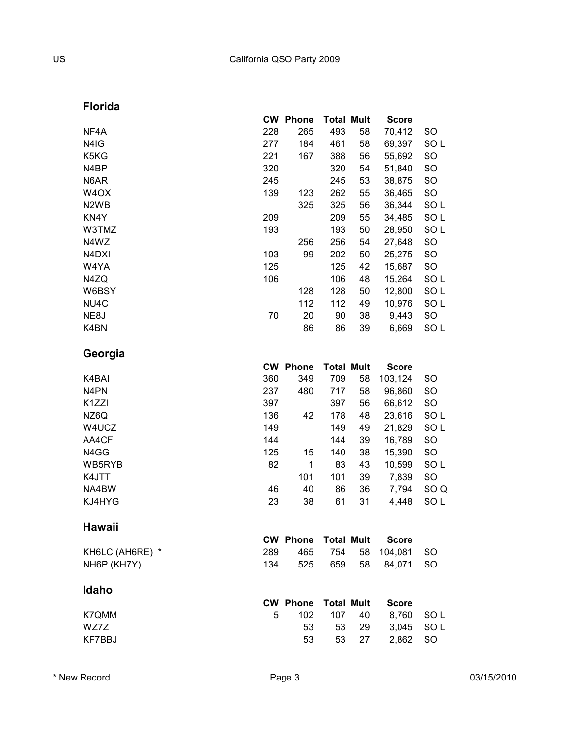## Florida

| | CW | Phone | Total | Mult | Score | |
|---|---|---|---|---|---|---|
| NF4A | 228 | 265 | 493 | 58 | 70,412 | SO |
| N4IG | 277 | 184 | 461 | 58 | 69,397 | SO L |
| K5KG | 221 | 167 | 388 | 56 | 55,692 | SO |
| N4BP | 320 | | 320 | 54 | 51,840 | SO |
| N6AR | 245 | | 245 | 53 | 38,875 | SO |
| W4OX | 139 | 123 | 262 | 55 | 36,465 | SO |
| N2WB | | 325 | 325 | 56 | 36,344 | SO L |
| KN4Y | 209 | | 209 | 55 | 34,485 | SO L |
| W3TMZ | 193 | | 193 | 50 | 28,950 | SO L |
| N4WZ | | 256 | 256 | 54 | 27,648 | SO |
| N4DXI | 103 | 99 | 202 | 50 | 25,275 | SO |
| W4YA | 125 | | 125 | 42 | 15,687 | SO |
| N4ZQ | 106 | | 106 | 48 | 15,264 | SO L |
| W6BSY | | 128 | 128 | 50 | 12,800 | SO L |
| NU4C | | 112 | 112 | 49 | 10,976 | SO L |
| NE8J | 70 | 20 | 90 | 38 | 9,443 | SO |
| K4BN | | 86 | 86 | 39 | 6,669 | SO L |

## Georgia

| | CW | Phone | Total | Mult | Score | |
|---|---|---|---|---|---|---|
| K4BAI | 360 | 349 | 709 | 58 | 103,124 | SO |
| N4PN | 237 | 480 | 717 | 58 | 96,860 | SO |
| K1ZZI | 397 | | 397 | 56 | 66,612 | SO |
| NZ6Q | 136 | 42 | 178 | 48 | 23,616 | SO L |
| W4UCZ | 149 | | 149 | 49 | 21,829 | SO L |
| AA4CF | 144 | | 144 | 39 | 16,789 | SO |
| N4GG | 125 | 15 | 140 | 38 | 15,390 | SO |
| WB5RYB | 82 | 1 | 83 | 43 | 10,599 | SO L |
| K4JTT | | 101 | 101 | 39 | 7,839 | SO |
| NA4BW | 46 | 40 | 86 | 36 | 7,794 | SO Q |
| KJ4HYG | 23 | 38 | 61 | 31 | 4,448 | SO L |

## Hawaii

| | CW | Phone | Total | Mult | Score | |
|---|---|---|---|---|---|---|
| KH6LC (AH6RE) * | 289 | 465 | 754 | 58 | 104,081 | SO |
| NH6P (KH7Y) | 134 | 525 | 659 | 58 | 84,071 | SO |

## Idaho

| | CW | Phone | Total | Mult | Score | |
|---|---|---|---|---|---|---|
| K7QMM | 5 | 102 | 107 | 40 | 8,760 | SO L |
| WZ7Z | | 53 | 53 | 29 | 3,045 | SO L |
| KF7BBJ | | 53 | 53 | 27 | 2,862 | SO |

* New Record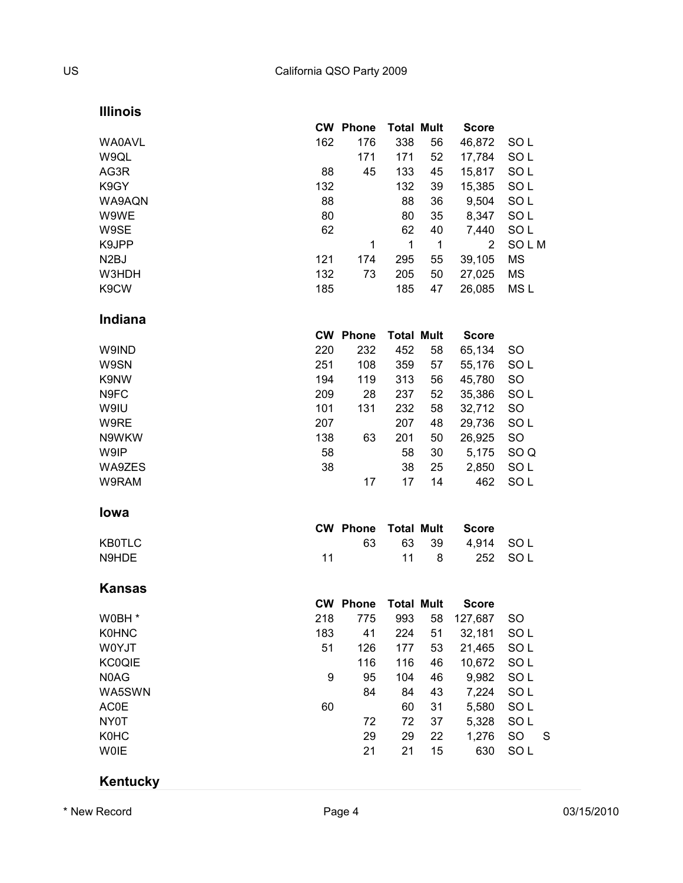## Illinois

| | CW | Phone | Total | Mult | Score | |
|---|---|---|---|---|---|---|
| WA0AVL | 162 | 176 | 338 | 56 | 46,872 | SO L |
| W9QL | | 171 | 171 | 52 | 17,784 | SO L |
| AG3R | 88 | 45 | 133 | 45 | 15,817 | SO L |
| K9GY | 132 | | 132 | 39 | 15,385 | SO L |
| WA9AQN | 88 | | 88 | 36 | 9,504 | SO L |
| W9WE | 80 | | 80 | 35 | 8,347 | SO L |
| W9SE | 62 | | 62 | 40 | 7,440 | SO L |
| K9JPP | | 1 | 1 | 1 | 2 | SO L M |
| N2BJ | 121 | 174 | 295 | 55 | 39,105 | MS |
| W3HDH | 132 | 73 | 205 | 50 | 27,025 | MS |
| K9CW | 185 | | 185 | 47 | 26,085 | MS L |

## Indiana

| | CW | Phone | Total | Mult | Score | |
|---|---|---|---|---|---|---|
| W9IND | 220 | 232 | 452 | 58 | 65,134 | SO |
| W9SN | 251 | 108 | 359 | 57 | 55,176 | SO L |
| K9NW | 194 | 119 | 313 | 56 | 45,780 | SO |
| N9FC | 209 | 28 | 237 | 52 | 35,386 | SO L |
| W9IU | 101 | 131 | 232 | 58 | 32,712 | SO |
| W9RE | 207 | | 207 | 48 | 29,736 | SO L |
| N9WKW | 138 | 63 | 201 | 50 | 26,925 | SO |
| W9IP | 58 | | 58 | 30 | 5,175 | SO Q |
| WA9ZES | 38 | | 38 | 25 | 2,850 | SO L |
| W9RAM | | 17 | 17 | 14 | 462 | SO L |

## Iowa

| | CW | Phone | Total | Mult | Score | |
|---|---|---|---|---|---|---|
| KB0TLC | | 63 | 63 | 39 | 4,914 | SO L |
| N9HDE | 11 | | 11 | 8 | 252 | SO L |

## Kansas

| | CW | Phone | Total | Mult | Score | |
|---|---|---|---|---|---|---|
| W0BH * | 218 | 775 | 993 | 58 | 127,687 | SO |
| K0HNC | 183 | 41 | 224 | 51 | 32,181 | SO L |
| W0YJT | 51 | 126 | 177 | 53 | 21,465 | SO L |
| KC0QIE | | 116 | 116 | 46 | 10,672 | SO L |
| N0AG | 9 | 95 | 104 | 46 | 9,982 | SO L |
| WA5SWN | | 84 | 84 | 43 | 7,224 | SO L |
| AC0E | 60 | | 60 | 31 | 5,580 | SO L |
| NY0T | | 72 | 72 | 37 | 5,328 | SO L |
| K0HC | | 29 | 29 | 22 | 1,276 | SO S |
| W0IE | | 21 | 21 | 15 | 630 | SO L |

## Kentucky

* New Record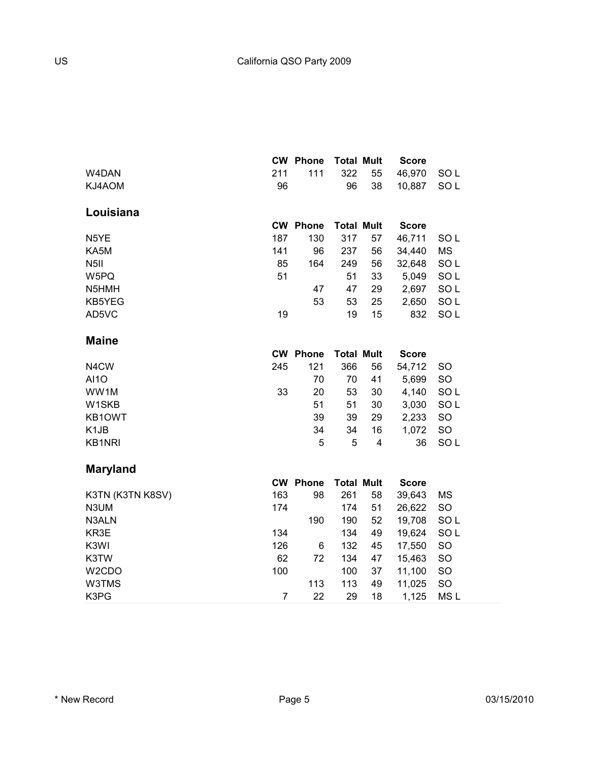| | CW | Phone | Total | Mult | Score | |
|---|---|---|---|---|---|---|
| W4DAN | 211 | 111 | 322 | 55 | 46,970 | SO L |
| KJ4AOM | 96 | | 96 | 38 | 10,887 | SO L |

## Louisiana

| | CW | Phone | Total | Mult | Score | |
|---|---|---|---|---|---|---|
| N5YE | 187 | 130 | 317 | 57 | 46,711 | SO L |
| KA5M | 141 | 96 | 237 | 56 | 34,440 | MS |
| N5II | 85 | 164 | 249 | 56 | 32,648 | SO L |
| W5PQ | 51 | | 51 | 33 | 5,049 | SO L |
| N5HMH | | 47 | 47 | 29 | 2,697 | SO L |
| KB5YEG | | 53 | 53 | 25 | 2,650 | SO L |
| AD5VC | 19 | | 19 | 15 | 832 | SO L |

## Maine

| | CW | Phone | Total | Mult | Score | |
|---|---|---|---|---|---|---|
| N4CW | 245 | 121 | 366 | 56 | 54,712 | SO |
| AI1O | | 70 | 70 | 41 | 5,699 | SO |
| WW1M | 33 | 20 | 53 | 30 | 4,140 | SO L |
| W1SKB | | 51 | 51 | 30 | 3,030 | SO L |
| KB1OWT | | 39 | 39 | 29 | 2,233 | SO |
| K1JB | | 34 | 34 | 16 | 1,072 | SO |
| KB1NRI | | 5 | 5 | 4 | 36 | SO L |

## Maryland

| | CW | Phone | Total | Mult | Score | |
|---|---|---|---|---|---|---|
| K3TN (K3TN K8SV) | 163 | 98 | 261 | 58 | 39,643 | MS |
| N3UM | 174 | | 174 | 51 | 26,622 | SO |
| N3ALN | | 190 | 190 | 52 | 19,708 | SO L |
| KR3E | 134 | | 134 | 49 | 19,624 | SO L |
| K3WI | 126 | 6 | 132 | 45 | 17,550 | SO |
| K3TW | 62 | 72 | 134 | 47 | 15,463 | SO |
| W2CDO | 100 | | 100 | 37 | 11,100 | SO |
| W3TMS | | 113 | 113 | 49 | 11,025 | SO |
| K3PG | 7 | 22 | 29 | 18 | 1,125 | MS L |

\* New Record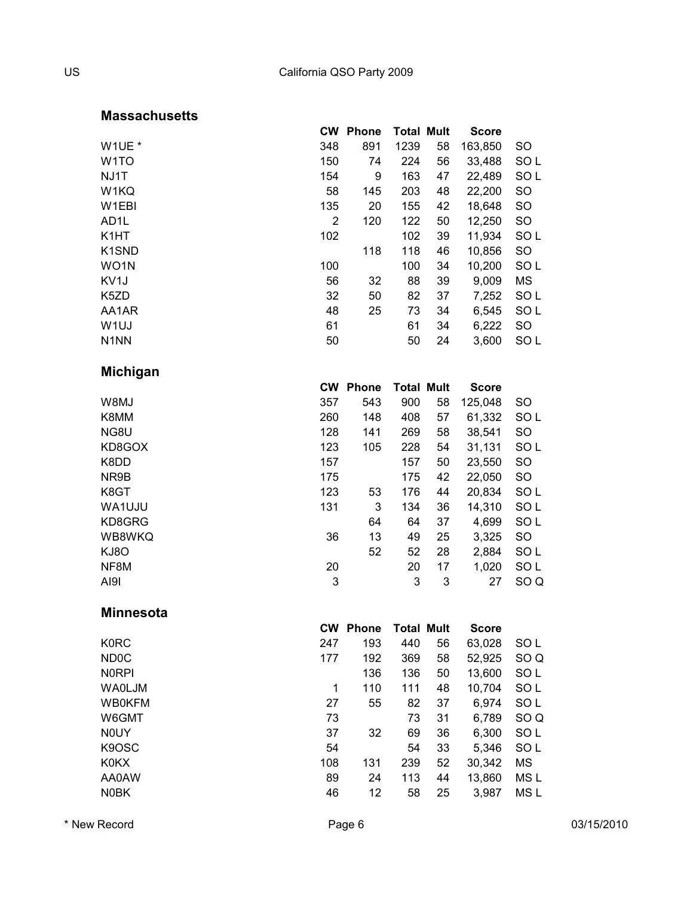US California QSO Party 2009

## Massachusetts

| | CW | Phone | Total | Mult | Score | |
|---|---|---|---|---|---|---|
| W1UE * | 348 | 891 | 1239 | 58 | 163,850 | SO |
| W1TO | 150 | 74 | 224 | 56 | 33,488 | SO L |
| NJ1T | 154 | 9 | 163 | 47 | 22,489 | SO L |
| W1KQ | 58 | 145 | 203 | 48 | 22,200 | SO |
| W1EBI | 135 | 20 | 155 | 42 | 18,648 | SO |
| AD1L | 2 | 120 | 122 | 50 | 12,250 | SO |
| K1HT | 102 | | 102 | 39 | 11,934 | SO L |
| K1SND | | 118 | 118 | 46 | 10,856 | SO |
| WO1N | 100 | | 100 | 34 | 10,200 | SO L |
| KV1J | 56 | 32 | 88 | 39 | 9,009 | MS |
| K5ZD | 32 | 50 | 82 | 37 | 7,252 | SO L |
| AA1AR | 48 | 25 | 73 | 34 | 6,545 | SO L |
| W1UJ | 61 | | 61 | 34 | 6,222 | SO |
| N1NN | 50 | | 50 | 24 | 3,600 | SO L |

## Michigan

| | CW | Phone | Total | Mult | Score | |
|---|---|---|---|---|---|---|
| W8MJ | 357 | 543 | 900 | 58 | 125,048 | SO |
| K8MM | 260 | 148 | 408 | 57 | 61,332 | SO L |
| NG8U | 128 | 141 | 269 | 58 | 38,541 | SO |
| KD8GOX | 123 | 105 | 228 | 54 | 31,131 | SO L |
| K8DD | 157 | | 157 | 50 | 23,550 | SO |
| NR9B | 175 | | 175 | 42 | 22,050 | SO |
| K8GT | 123 | 53 | 176 | 44 | 20,834 | SO L |
| WA1UJU | 131 | 3 | 134 | 36 | 14,310 | SO L |
| KD8GRG | | 64 | 64 | 37 | 4,699 | SO L |
| WB8WKQ | 36 | 13 | 49 | 25 | 3,325 | SO |
| KJ8O | | 52 | 52 | 28 | 2,884 | SO L |
| NF8M | 20 | | 20 | 17 | 1,020 | SO L |
| AI9I | 3 | | 3 | 3 | 27 | SO Q |

## Minnesota

| | CW | Phone | Total | Mult | Score | |
|---|---|---|---|---|---|---|
| K0RC | 247 | 193 | 440 | 56 | 63,028 | SO L |
| ND0C | 177 | 192 | 369 | 58 | 52,925 | SO Q |
| N0RPI | | 136 | 136 | 50 | 13,600 | SO L |
| WA0LJM | 1 | 110 | 111 | 48 | 10,704 | SO L |
| WB0KFM | 27 | 55 | 82 | 37 | 6,974 | SO L |
| W6GMT | 73 | | 73 | 31 | 6,789 | SO Q |
| N0UY | 37 | 32 | 69 | 36 | 6,300 | SO L |
| K9OSC | 54 | | 54 | 33 | 5,346 | SO L |
| K0KX | 108 | 131 | 239 | 52 | 30,342 | MS |
| AA0AW | 89 | 24 | 113 | 44 | 13,860 | MS L |
| N0BK | 46 | 12 | 58 | 25 | 3,987 | MS L |

\* New Record

03/15/2010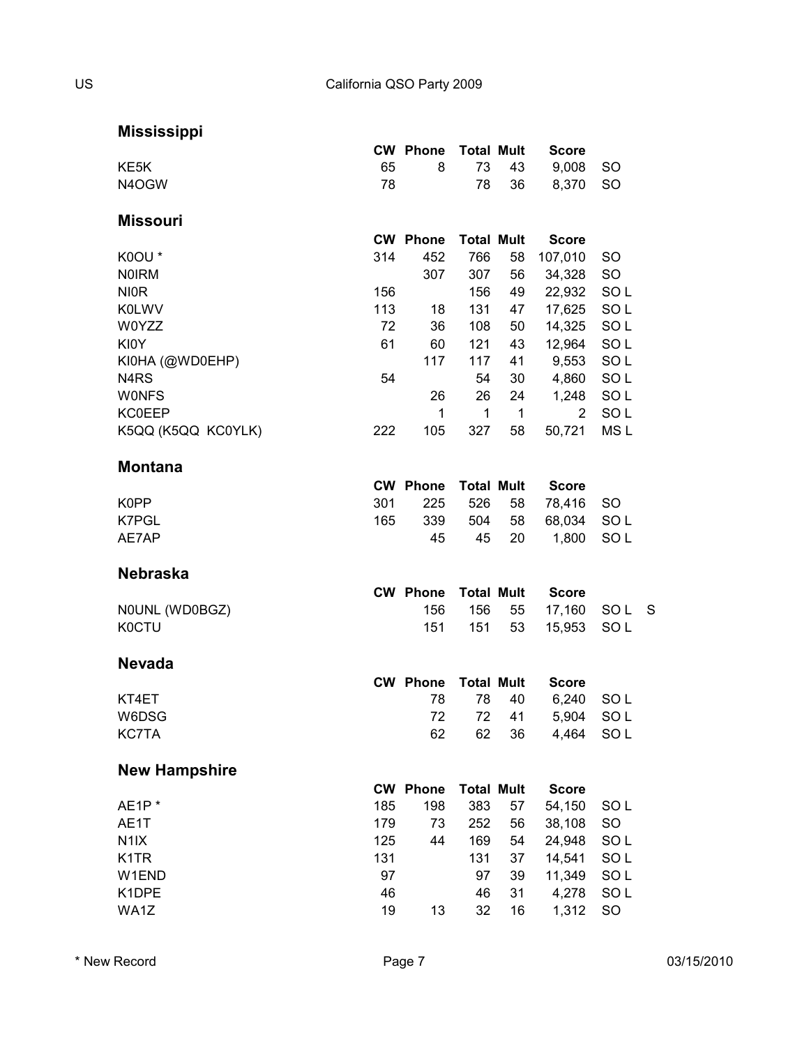US California QSO Party 2009

## Mississippi

| | CW | Phone | Total | Mult | Score | | |
|---|---|---|---|---|---|---|---|
| KE5K | 65 | 8 | 73 | 43 | 9,008 | SO | |
| N4OGW | 78 | | 78 | 36 | 8,370 | SO | |

## Missouri

| | CW | Phone | Total | Mult | Score | | |
|---|---|---|---|---|---|---|---|
| K0OU * | 314 | 452 | 766 | 58 | 107,010 | SO | |
| N0IRM | | 307 | 307 | 56 | 34,328 | SO | |
| NI0R | 156 | | 156 | 49 | 22,932 | SO L | |
| K0LWV | 113 | 18 | 131 | 47 | 17,625 | SO L | |
| W0YZZ | 72 | 36 | 108 | 50 | 14,325 | SO L | |
| KI0Y | 61 | 60 | 121 | 43 | 12,964 | SO L | |
| KI0HA (@WD0EHP) | | 117 | 117 | 41 | 9,553 | SO L | |
| N4RS | 54 | | 54 | 30 | 4,860 | SO L | |
| W0NFS | | 26 | 26 | 24 | 1,248 | SO L | |
| KC0EEP | | 1 | 1 | 1 | 2 | SO L | |
| K5QQ (K5QQ KC0YLK) | 222 | 105 | 327 | 58 | 50,721 | MS L | |

## Montana

| | CW | Phone | Total | Mult | Score | | |
|---|---|---|---|---|---|---|---|
| K0PP | 301 | 225 | 526 | 58 | 78,416 | SO | |
| K7PGL | 165 | 339 | 504 | 58 | 68,034 | SO L | |
| AE7AP | | 45 | 45 | 20 | 1,800 | SO L | |

## Nebraska

| | CW | Phone | Total | Mult | Score | | |
|---|---|---|---|---|---|---|---|
| N0UNL (WD0BGZ) | | 156 | 156 | 55 | 17,160 | SO L | S |
| K0CTU | | 151 | 151 | 53 | 15,953 | SO L | |

## Nevada

| | CW | Phone | Total | Mult | Score | | |
|---|---|---|---|---|---|---|---|
| KT4ET | | 78 | 78 | 40 | 6,240 | SO L | |
| W6DSG | | 72 | 72 | 41 | 5,904 | SO L | |
| KC7TA | | 62 | 62 | 36 | 4,464 | SO L | |

## New Hampshire

| | CW | Phone | Total | Mult | Score | | |
|---|---|---|---|---|---|---|---|
| AE1P * | 185 | 198 | 383 | 57 | 54,150 | SO L | |
| AE1T | 179 | 73 | 252 | 56 | 38,108 | SO | |
| N1IX | 125 | 44 | 169 | 54 | 24,948 | SO L | |
| K1TR | 131 | | 131 | 37 | 14,541 | SO L | |
| W1END | 97 | | 97 | 39 | 11,349 | SO L | |
| K1DPE | 46 | | 46 | 31 | 4,278 | SO L | |
| WA1Z | 19 | 13 | 32 | 16 | 1,312 | SO | |

* New Record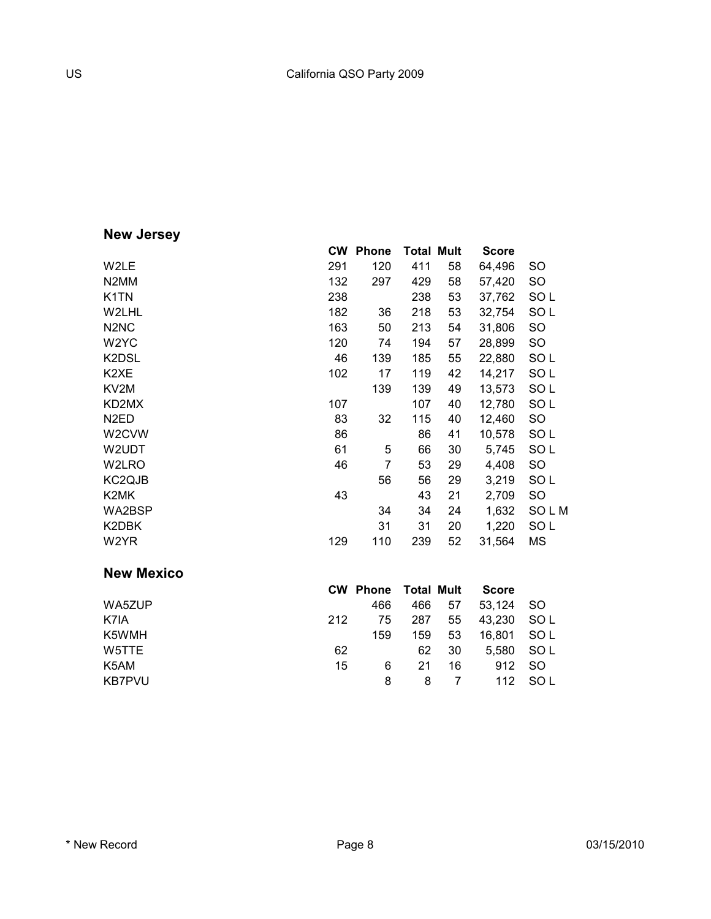## New Jersey

| | CW | Phone | Total | Mult | Score | |
|---|---|---|---|---|---|---|
| W2LE | 291 | 120 | 411 | 58 | 64,496 | SO |
| N2MM | 132 | 297 | 429 | 58 | 57,420 | SO |
| K1TN | 238 | | 238 | 53 | 37,762 | SO L |
| W2LHL | 182 | 36 | 218 | 53 | 32,754 | SO L |
| N2NC | 163 | 50 | 213 | 54 | 31,806 | SO |
| W2YC | 120 | 74 | 194 | 57 | 28,899 | SO |
| K2DSL | 46 | 139 | 185 | 55 | 22,880 | SO L |
| K2XE | 102 | 17 | 119 | 42 | 14,217 | SO L |
| KV2M | | 139 | 139 | 49 | 13,573 | SO L |
| KD2MX | 107 | | 107 | 40 | 12,780 | SO L |
| N2ED | 83 | 32 | 115 | 40 | 12,460 | SO |
| W2CVW | 86 | | 86 | 41 | 10,578 | SO L |
| W2UDT | 61 | 5 | 66 | 30 | 5,745 | SO L |
| W2LRO | 46 | 7 | 53 | 29 | 4,408 | SO |
| KC2QJB | | 56 | 56 | 29 | 3,219 | SO L |
| K2MK | 43 | | 43 | 21 | 2,709 | SO |
| WA2BSP | | 34 | 34 | 24 | 1,632 | SO L M |
| K2DBK | | 31 | 31 | 20 | 1,220 | SO L |
| W2YR | 129 | 110 | 239 | 52 | 31,564 | MS |

## New Mexico

| | CW | Phone | Total | Mult | Score | |
|---|---|---|---|---|---|---|
| WA5ZUP | | 466 | 466 | 57 | 53,124 | SO |
| K7IA | 212 | 75 | 287 | 55 | 43,230 | SO L |
| K5WMH | | 159 | 159 | 53 | 16,801 | SO L |
| W5TTE | 62 | | 62 | 30 | 5,580 | SO L |
| K5AM | 15 | 6 | 21 | 16 | 912 | SO |
| KB7PVU | | 8 | 8 | 7 | 112 | SO L |

* New Record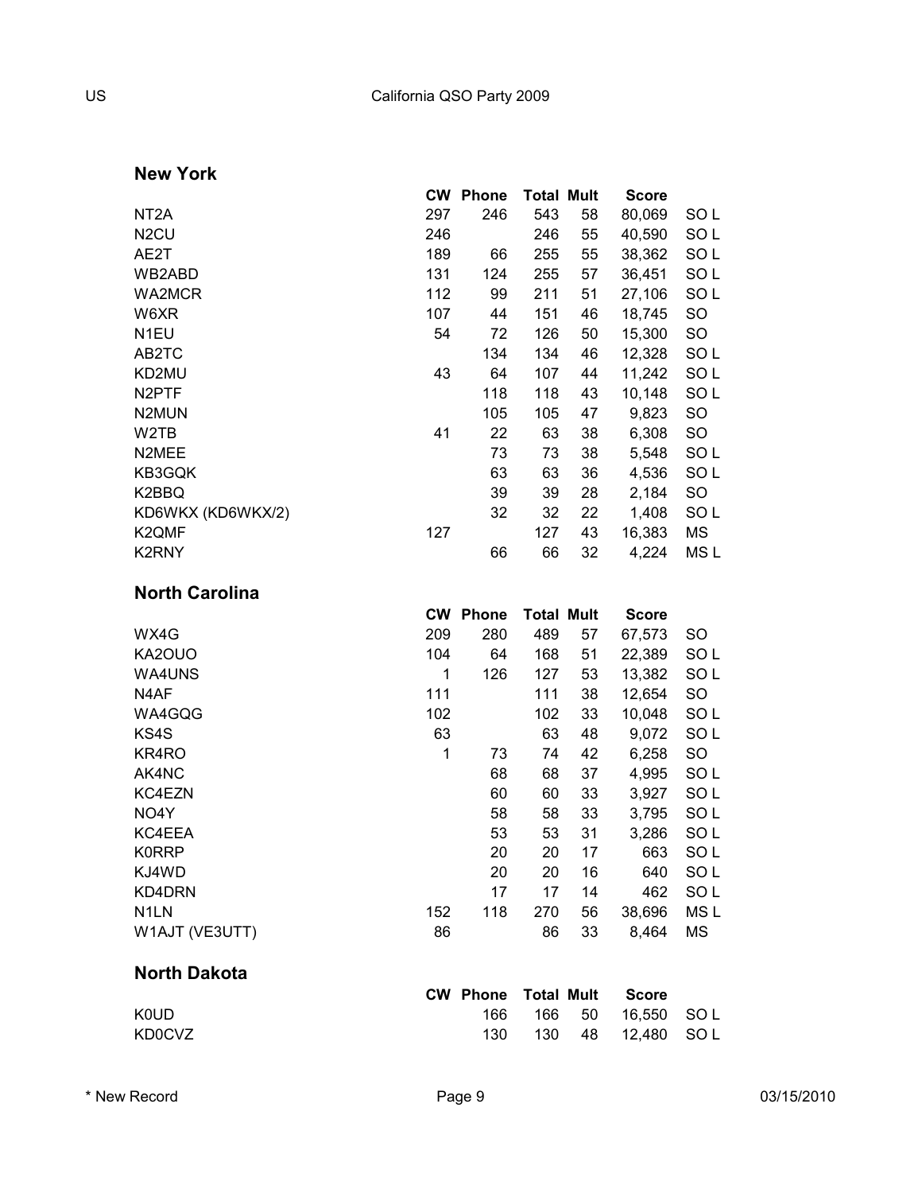## New York

| | CW | Phone | Total | Mult | Score | |
|---|---|---|---|---|---|---|
| NT2A | 297 | 246 | 543 | 58 | 80,069 | SO L |
| N2CU | 246 | | 246 | 55 | 40,590 | SO L |
| AE2T | 189 | 66 | 255 | 55 | 38,362 | SO L |
| WB2ABD | 131 | 124 | 255 | 57 | 36,451 | SO L |
| WA2MCR | 112 | 99 | 211 | 51 | 27,106 | SO L |
| W6XR | 107 | 44 | 151 | 46 | 18,745 | SO |
| N1EU | 54 | 72 | 126 | 50 | 15,300 | SO |
| AB2TC | | 134 | 134 | 46 | 12,328 | SO L |
| KD2MU | 43 | 64 | 107 | 44 | 11,242 | SO L |
| N2PTF | | 118 | 118 | 43 | 10,148 | SO L |
| N2MUN | | 105 | 105 | 47 | 9,823 | SO |
| W2TB | 41 | 22 | 63 | 38 | 6,308 | SO |
| N2MEE | | 73 | 73 | 38 | 5,548 | SO L |
| KB3GQK | | 63 | 63 | 36 | 4,536 | SO L |
| K2BBQ | | 39 | 39 | 28 | 2,184 | SO |
| KD6WKX (KD6WKX/2) | | 32 | 32 | 22 | 1,408 | SO L |
| K2QMF | 127 | | 127 | 43 | 16,383 | MS |
| K2RNY | | 66 | 66 | 32 | 4,224 | MS L |

## North Carolina

| | CW | Phone | Total | Mult | Score | |
|---|---|---|---|---|---|---|
| WX4G | 209 | 280 | 489 | 57 | 67,573 | SO |
| KA2OUO | 104 | 64 | 168 | 51 | 22,389 | SO L |
| WA4UNS | 1 | 126 | 127 | 53 | 13,382 | SO L |
| N4AF | 111 | | 111 | 38 | 12,654 | SO |
| WA4GQG | 102 | | 102 | 33 | 10,048 | SO L |
| KS4S | 63 | | 63 | 48 | 9,072 | SO L |
| KR4RO | 1 | 73 | 74 | 42 | 6,258 | SO |
| AK4NC | | 68 | 68 | 37 | 4,995 | SO L |
| KC4EZN | | 60 | 60 | 33 | 3,927 | SO L |
| NO4Y | | 58 | 58 | 33 | 3,795 | SO L |
| KC4EEA | | 53 | 53 | 31 | 3,286 | SO L |
| K0RRP | | 20 | 20 | 17 | 663 | SO L |
| KJ4WD | | 20 | 20 | 16 | 640 | SO L |
| KD4DRN | | 17 | 17 | 14 | 462 | SO L |
| N1LN | 152 | 118 | 270 | 56 | 38,696 | MS L |
| W1AJT (VE3UTT) | 86 | | 86 | 33 | 8,464 | MS |

## North Dakota

| | CW | Phone | Total | Mult | Score | |
|---|---|---|---|---|---|---|
| K0UD | | 166 | 166 | 50 | 16,550 | SO L |
| KD0CVZ | | 130 | 130 | 48 | 12,480 | SO L |

\* New Record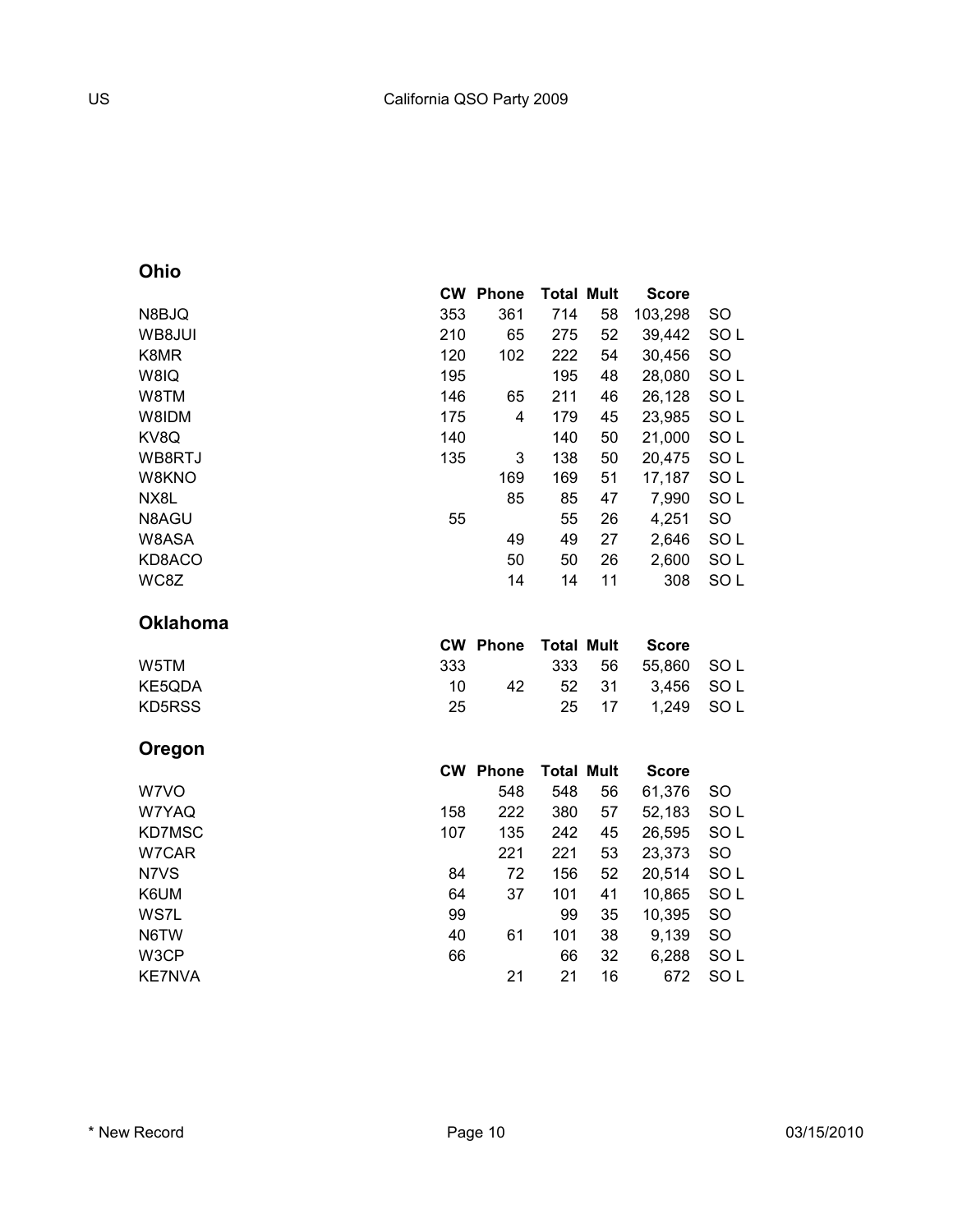## Ohio

| | CW | Phone | Total | Mult | Score | |
|---|---|---|---|---|---|---|
| N8BJQ | 353 | 361 | 714 | 58 | 103,298 | SO |
| WB8JUI | 210 | 65 | 275 | 52 | 39,442 | SO L |
| K8MR | 120 | 102 | 222 | 54 | 30,456 | SO |
| W8IQ | 195 | | 195 | 48 | 28,080 | SO L |
| W8TM | 146 | 65 | 211 | 46 | 26,128 | SO L |
| W8IDM | 175 | 4 | 179 | 45 | 23,985 | SO L |
| KV8Q | 140 | | 140 | 50 | 21,000 | SO L |
| WB8RTJ | 135 | 3 | 138 | 50 | 20,475 | SO L |
| W8KNO | | 169 | 169 | 51 | 17,187 | SO L |
| NX8L | | 85 | 85 | 47 | 7,990 | SO L |
| N8AGU | 55 | | 55 | 26 | 4,251 | SO |
| W8ASA | | 49 | 49 | 27 | 2,646 | SO L |
| KD8ACO | | 50 | 50 | 26 | 2,600 | SO L |
| WC8Z | | 14 | 14 | 11 | 308 | SO L |

## Oklahoma

| | CW | Phone | Total | Mult | Score | |
|---|---|---|---|---|---|---|
| W5TM | 333 | | 333 | 56 | 55,860 | SO L |
| KE5QDA | 10 | 42 | 52 | 31 | 3,456 | SO L |
| KD5RSS | 25 | | 25 | 17 | 1,249 | SO L |

## Oregon

| | CW | Phone | Total | Mult | Score | |
|---|---|---|---|---|---|---|
| W7VO | | 548 | 548 | 56 | 61,376 | SO |
| W7YAQ | 158 | 222 | 380 | 57 | 52,183 | SO L |
| KD7MSC | 107 | 135 | 242 | 45 | 26,595 | SO L |
| W7CAR | | 221 | 221 | 53 | 23,373 | SO |
| N7VS | 84 | 72 | 156 | 52 | 20,514 | SO L |
| K6UM | 64 | 37 | 101 | 41 | 10,865 | SO L |
| WS7L | 99 | | 99 | 35 | 10,395 | SO |
| N6TW | 40 | 61 | 101 | 38 | 9,139 | SO |
| W3CP | 66 | | 66 | 32 | 6,288 | SO L |
| KE7NVA | | 21 | 21 | 16 | 672 | SO L |

* New Record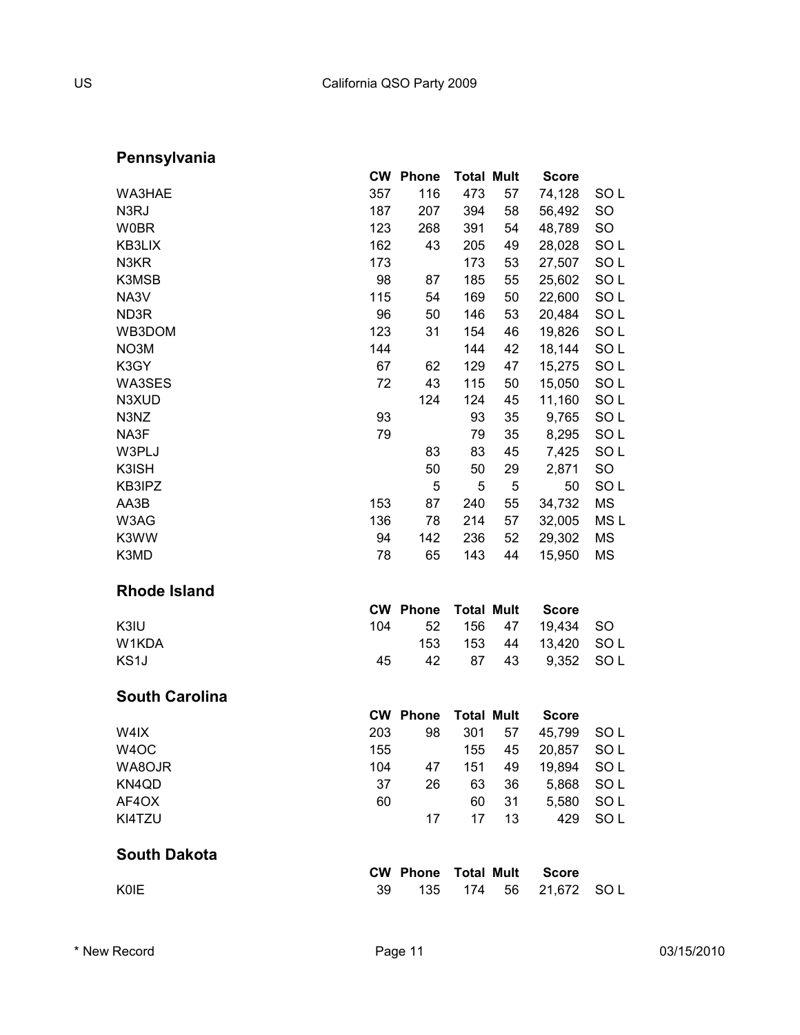## Pennsylvania

| | CW | Phone | Total | Mult | Score | |
|---|---|---|---|---|---|---|
| WA3HAE | 357 | 116 | 473 | 57 | 74,128 | SO L |
| N3RJ | 187 | 207 | 394 | 58 | 56,492 | SO |
| W0BR | 123 | 268 | 391 | 54 | 48,789 | SO |
| KB3LIX | 162 | 43 | 205 | 49 | 28,028 | SO L |
| N3KR | 173 | | 173 | 53 | 27,507 | SO L |
| K3MSB | 98 | 87 | 185 | 55 | 25,602 | SO L |
| NA3V | 115 | 54 | 169 | 50 | 22,600 | SO L |
| ND3R | 96 | 50 | 146 | 53 | 20,484 | SO L |
| WB3DOM | 123 | 31 | 154 | 46 | 19,826 | SO L |
| NO3M | 144 | | 144 | 42 | 18,144 | SO L |
| K3GY | 67 | 62 | 129 | 47 | 15,275 | SO L |
| WA3SES | 72 | 43 | 115 | 50 | 15,050 | SO L |
| N3XUD | | 124 | 124 | 45 | 11,160 | SO L |
| N3NZ | 93 | | 93 | 35 | 9,765 | SO L |
| NA3F | 79 | | 79 | 35 | 8,295 | SO L |
| W3PLJ | | 83 | 83 | 45 | 7,425 | SO L |
| K3ISH | | 50 | 50 | 29 | 2,871 | SO |
| KB3IPZ | | 5 | 5 | 5 | 50 | SO L |
| AA3B | 153 | 87 | 240 | 55 | 34,732 | MS |
| W3AG | 136 | 78 | 214 | 57 | 32,005 | MS L |
| K3WW | 94 | 142 | 236 | 52 | 29,302 | MS |
| K3MD | 78 | 65 | 143 | 44 | 15,950 | MS |

## Rhode Island

| | CW | Phone | Total | Mult | Score | |
|---|---|---|---|---|---|---|
| K3IU | 104 | 52 | 156 | 47 | 19,434 | SO |
| W1KDA | | 153 | 153 | 44 | 13,420 | SO L |
| KS1J | 45 | 42 | 87 | 43 | 9,352 | SO L |

## South Carolina

| | CW | Phone | Total | Mult | Score | |
|---|---|---|---|---|---|---|
| W4IX | 203 | 98 | 301 | 57 | 45,799 | SO L |
| W4OC | 155 | | 155 | 45 | 20,857 | SO L |
| WA8OJR | 104 | 47 | 151 | 49 | 19,894 | SO L |
| KN4QD | 37 | 26 | 63 | 36 | 5,868 | SO L |
| AF4OX | 60 | | 60 | 31 | 5,580 | SO L |
| KI4TZU | | 17 | 17 | 13 | 429 | SO L |

## South Dakota

| | CW | Phone | Total | Mult | Score | |
|---|---|---|---|---|---|---|
| K0IE | 39 | 135 | 174 | 56 | 21,672 | SO L |

\* New Record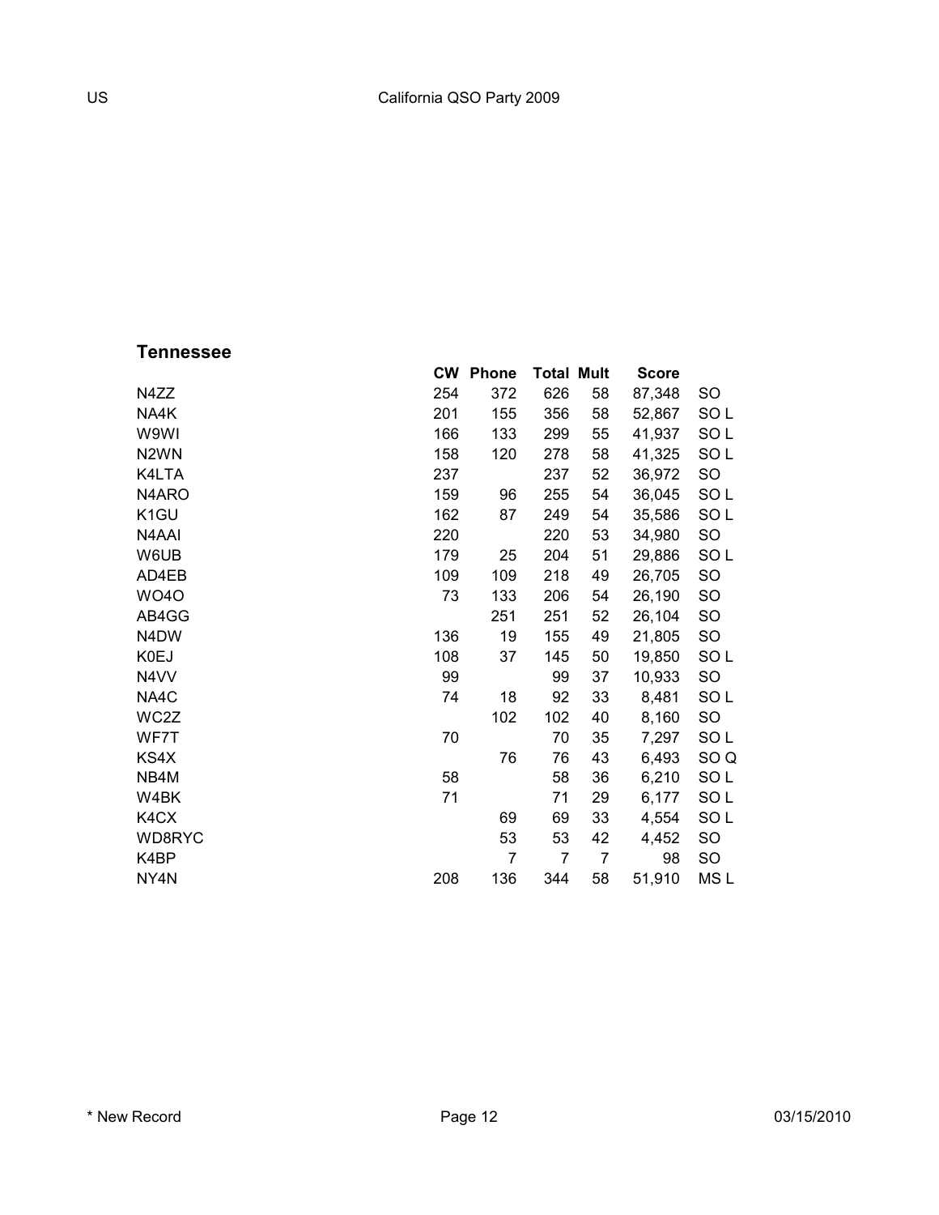## Tennessee

| | CW | Phone | Total | Mult | Score | |
|---|---|---|---|---|---|---|
| N4ZZ | 254 | 372 | 626 | 58 | 87,348 | SO |
| NA4K | 201 | 155 | 356 | 58 | 52,867 | SO L |
| W9WI | 166 | 133 | 299 | 55 | 41,937 | SO L |
| N2WN | 158 | 120 | 278 | 58 | 41,325 | SO L |
| K4LTA | 237 | | 237 | 52 | 36,972 | SO |
| N4ARO | 159 | 96 | 255 | 54 | 36,045 | SO L |
| K1GU | 162 | 87 | 249 | 54 | 35,586 | SO L |
| N4AAI | 220 | | 220 | 53 | 34,980 | SO |
| W6UB | 179 | 25 | 204 | 51 | 29,886 | SO L |
| AD4EB | 109 | 109 | 218 | 49 | 26,705 | SO |
| WO4O | 73 | 133 | 206 | 54 | 26,190 | SO |
| AB4GG | | 251 | 251 | 52 | 26,104 | SO |
| N4DW | 136 | 19 | 155 | 49 | 21,805 | SO |
| K0EJ | 108 | 37 | 145 | 50 | 19,850 | SO L |
| N4VV | 99 | | 99 | 37 | 10,933 | SO |
| NA4C | 74 | 18 | 92 | 33 | 8,481 | SO L |
| WC2Z | | 102 | 102 | 40 | 8,160 | SO |
| WF7T | 70 | | 70 | 35 | 7,297 | SO L |
| KS4X | | 76 | 76 | 43 | 6,493 | SO Q |
| NB4M | 58 | | 58 | 36 | 6,210 | SO L |
| W4BK | 71 | | 71 | 29 | 6,177 | SO L |
| K4CX | | 69 | 69 | 33 | 4,554 | SO L |
| WD8RYC | | 53 | 53 | 42 | 4,452 | SO |
| K4BP | | 7 | 7 | 7 | 98 | SO |
| NY4N | 208 | 136 | 344 | 58 | 51,910 | MS L |

* New Record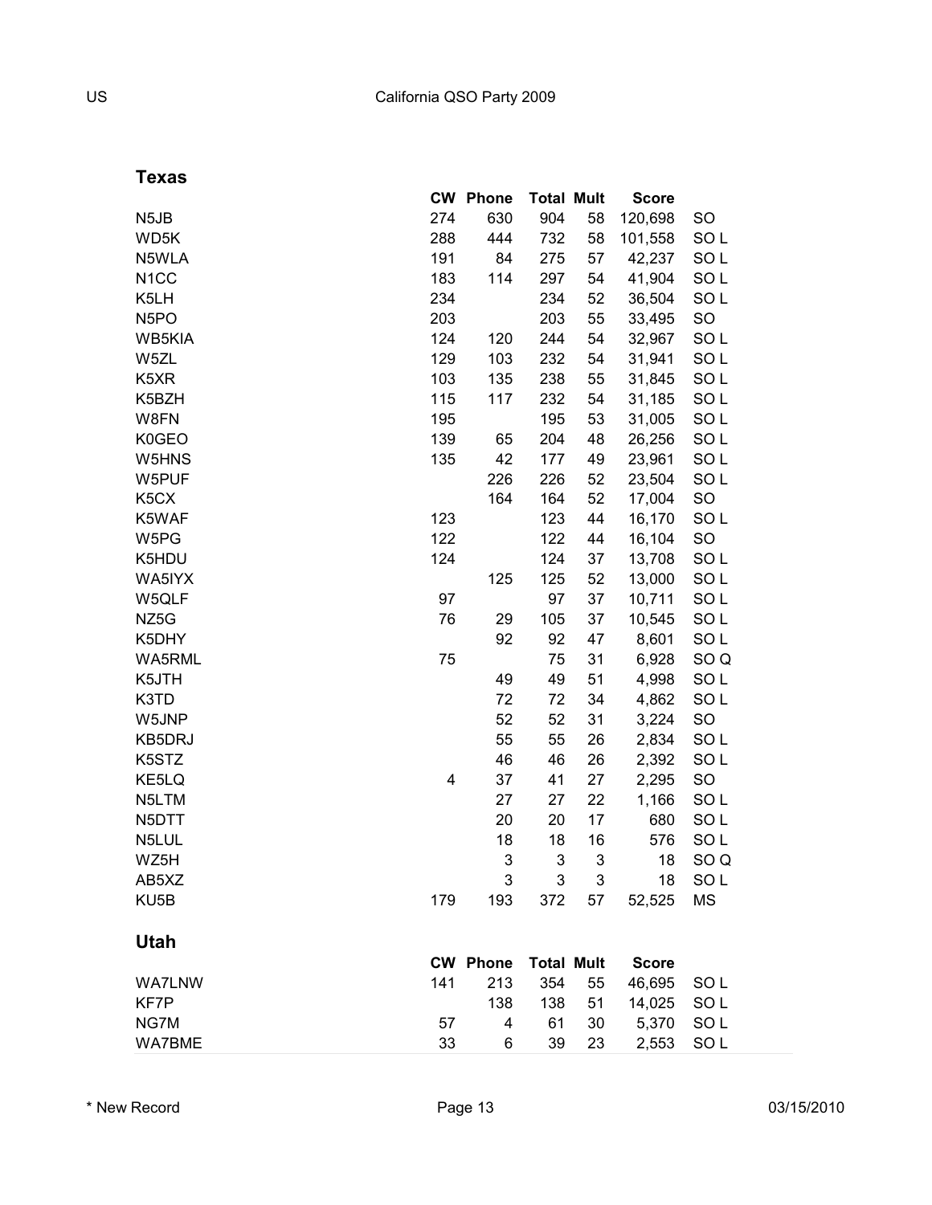## Texas

| | CW | Phone | Total | Mult | Score | |
|---|---|---|---|---|---|---|
| N5JB | 274 | 630 | 904 | 58 | 120,698 | SO |
| WD5K | 288 | 444 | 732 | 58 | 101,558 | SO L |
| N5WLA | 191 | 84 | 275 | 57 | 42,237 | SO L |
| N1CC | 183 | 114 | 297 | 54 | 41,904 | SO L |
| K5LH | 234 | | 234 | 52 | 36,504 | SO L |
| N5PO | 203 | | 203 | 55 | 33,495 | SO |
| WB5KIA | 124 | 120 | 244 | 54 | 32,967 | SO L |
| W5ZL | 129 | 103 | 232 | 54 | 31,941 | SO L |
| K5XR | 103 | 135 | 238 | 55 | 31,845 | SO L |
| K5BZH | 115 | 117 | 232 | 54 | 31,185 | SO L |
| W8FN | 195 | | 195 | 53 | 31,005 | SO L |
| K0GEO | 139 | 65 | 204 | 48 | 26,256 | SO L |
| W5HNS | 135 | 42 | 177 | 49 | 23,961 | SO L |
| W5PUF | | 226 | 226 | 52 | 23,504 | SO L |
| K5CX | | 164 | 164 | 52 | 17,004 | SO |
| K5WAF | 123 | | 123 | 44 | 16,170 | SO L |
| W5PG | 122 | | 122 | 44 | 16,104 | SO |
| K5HDU | 124 | | 124 | 37 | 13,708 | SO L |
| WA5IYX | | 125 | 125 | 52 | 13,000 | SO L |
| W5QLF | 97 | | 97 | 37 | 10,711 | SO L |
| NZ5G | 76 | 29 | 105 | 37 | 10,545 | SO L |
| K5DHY | | 92 | 92 | 47 | 8,601 | SO L |
| WA5RML | 75 | | 75 | 31 | 6,928 | SO Q |
| K5JTH | | 49 | 49 | 51 | 4,998 | SO L |
| K3TD | | 72 | 72 | 34 | 4,862 | SO L |
| W5JNP | | 52 | 52 | 31 | 3,224 | SO |
| KB5DRJ | | 55 | 55 | 26 | 2,834 | SO L |
| K5STZ | | 46 | 46 | 26 | 2,392 | SO L |
| KE5LQ | 4 | 37 | 41 | 27 | 2,295 | SO |
| N5LTM | | 27 | 27 | 22 | 1,166 | SO L |
| N5DTT | | 20 | 20 | 17 | 680 | SO L |
| N5LUL | | 18 | 18 | 16 | 576 | SO L |
| WZ5H | | 3 | 3 | 3 | 18 | SO Q |
| AB5XZ | | 3 | 3 | 3 | 18 | SO L |
| KU5B | 179 | 193 | 372 | 57 | 52,525 | MS |

## Utah

| | CW | Phone | Total | Mult | Score | |
|---|---|---|---|---|---|---|
| WA7LNW | 141 | 213 | 354 | 55 | 46,695 | SO L |
| KF7P | | 138 | 138 | 51 | 14,025 | SO L |
| NG7M | 57 | 4 | 61 | 30 | 5,370 | SO L |
| WA7BME | 33 | 6 | 39 | 23 | 2,553 | SO L |

\* New Record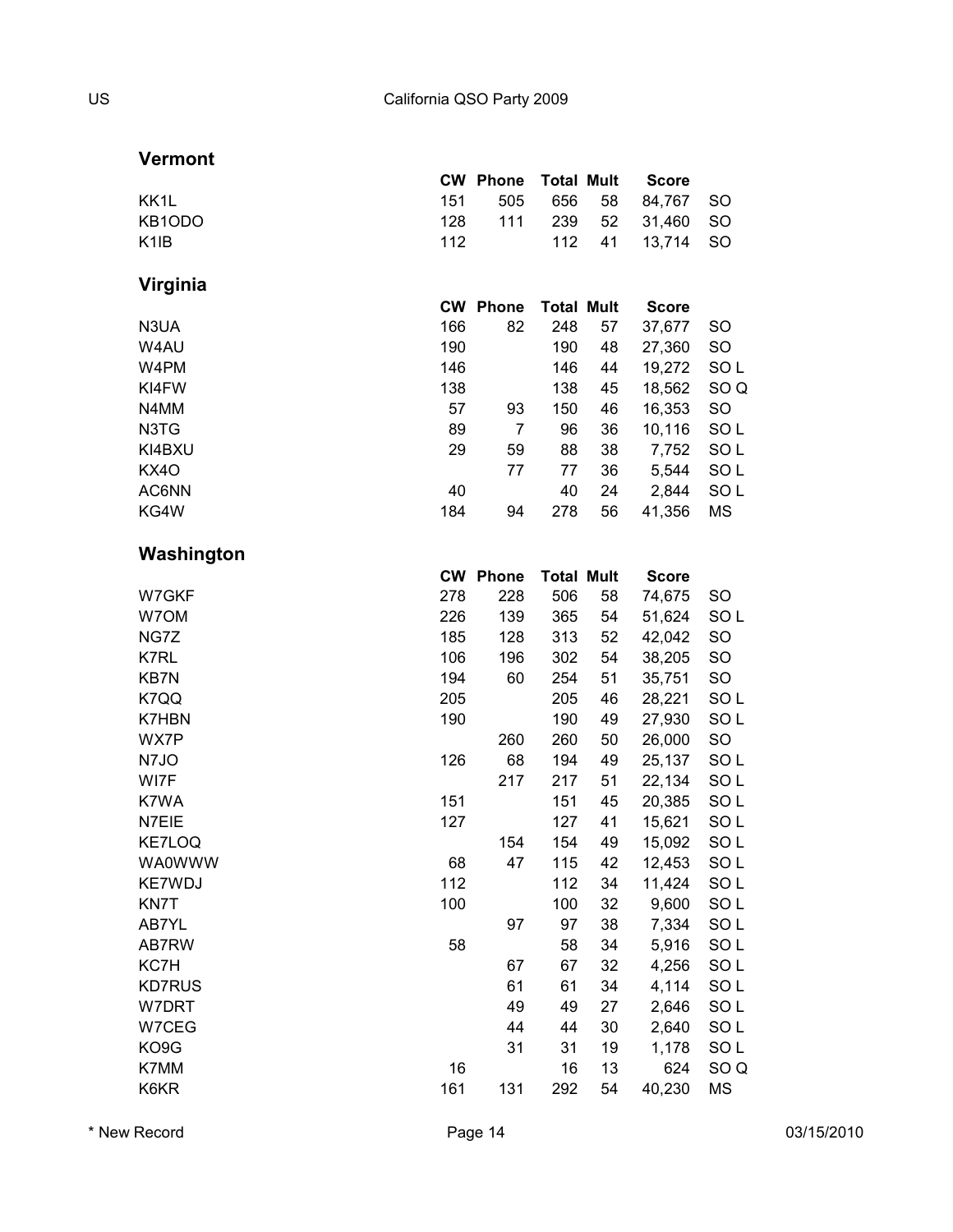## Vermont

| | CW | Phone | Total | Mult | Score | |
|---|---|---|---|---|---|---|
| KK1L | 151 | 505 | 656 | 58 | 84,767 | SO |
| KB1ODO | 128 | 111 | 239 | 52 | 31,460 | SO |
| K1IB | 112 | | 112 | 41 | 13,714 | SO |

## Virginia

| | CW | Phone | Total | Mult | Score | |
|---|---|---|---|---|---|---|
| N3UA | 166 | 82 | 248 | 57 | 37,677 | SO |
| W4AU | 190 | | 190 | 48 | 27,360 | SO |
| W4PM | 146 | | 146 | 44 | 19,272 | SO L |
| KI4FW | 138 | | 138 | 45 | 18,562 | SO Q |
| N4MM | 57 | 93 | 150 | 46 | 16,353 | SO |
| N3TG | 89 | 7 | 96 | 36 | 10,116 | SO L |
| KI4BXU | 29 | 59 | 88 | 38 | 7,752 | SO L |
| KX4O | | 77 | 77 | 36 | 5,544 | SO L |
| AC6NN | 40 | | 40 | 24 | 2,844 | SO L |
| KG4W | 184 | 94 | 278 | 56 | 41,356 | MS |

## Washington

| | CW | Phone | Total | Mult | Score | |
|---|---|---|---|---|---|---|
| W7GKF | 278 | 228 | 506 | 58 | 74,675 | SO |
| W7OM | 226 | 139 | 365 | 54 | 51,624 | SO L |
| NG7Z | 185 | 128 | 313 | 52 | 42,042 | SO |
| K7RL | 106 | 196 | 302 | 54 | 38,205 | SO |
| KB7N | 194 | 60 | 254 | 51 | 35,751 | SO |
| K7QQ | 205 | | 205 | 46 | 28,221 | SO L |
| K7HBN | 190 | | 190 | 49 | 27,930 | SO L |
| WX7P | | 260 | 260 | 50 | 26,000 | SO |
| N7JO | 126 | 68 | 194 | 49 | 25,137 | SO L |
| WI7F | | 217 | 217 | 51 | 22,134 | SO L |
| K7WA | 151 | | 151 | 45 | 20,385 | SO L |
| N7EIE | 127 | | 127 | 41 | 15,621 | SO L |
| KE7LOQ | | 154 | 154 | 49 | 15,092 | SO L |
| WA0WWW | 68 | 47 | 115 | 42 | 12,453 | SO L |
| KE7WDJ | 112 | | 112 | 34 | 11,424 | SO L |
| KN7T | 100 | | 100 | 32 | 9,600 | SO L |
| AB7YL | | 97 | 97 | 38 | 7,334 | SO L |
| AB7RW | 58 | | 58 | 34 | 5,916 | SO L |
| KC7H | | 67 | 67 | 32 | 4,256 | SO L |
| KD7RUS | | 61 | 61 | 34 | 4,114 | SO L |
| W7DRT | | 49 | 49 | 27 | 2,646 | SO L |
| W7CEG | | 44 | 44 | 30 | 2,640 | SO L |
| KO9G | | 31 | 31 | 19 | 1,178 | SO L |
| K7MM | 16 | | 16 | 13 | 624 | SO Q |
| K6KR | 161 | 131 | 292 | 54 | 40,230 | MS |

* New Record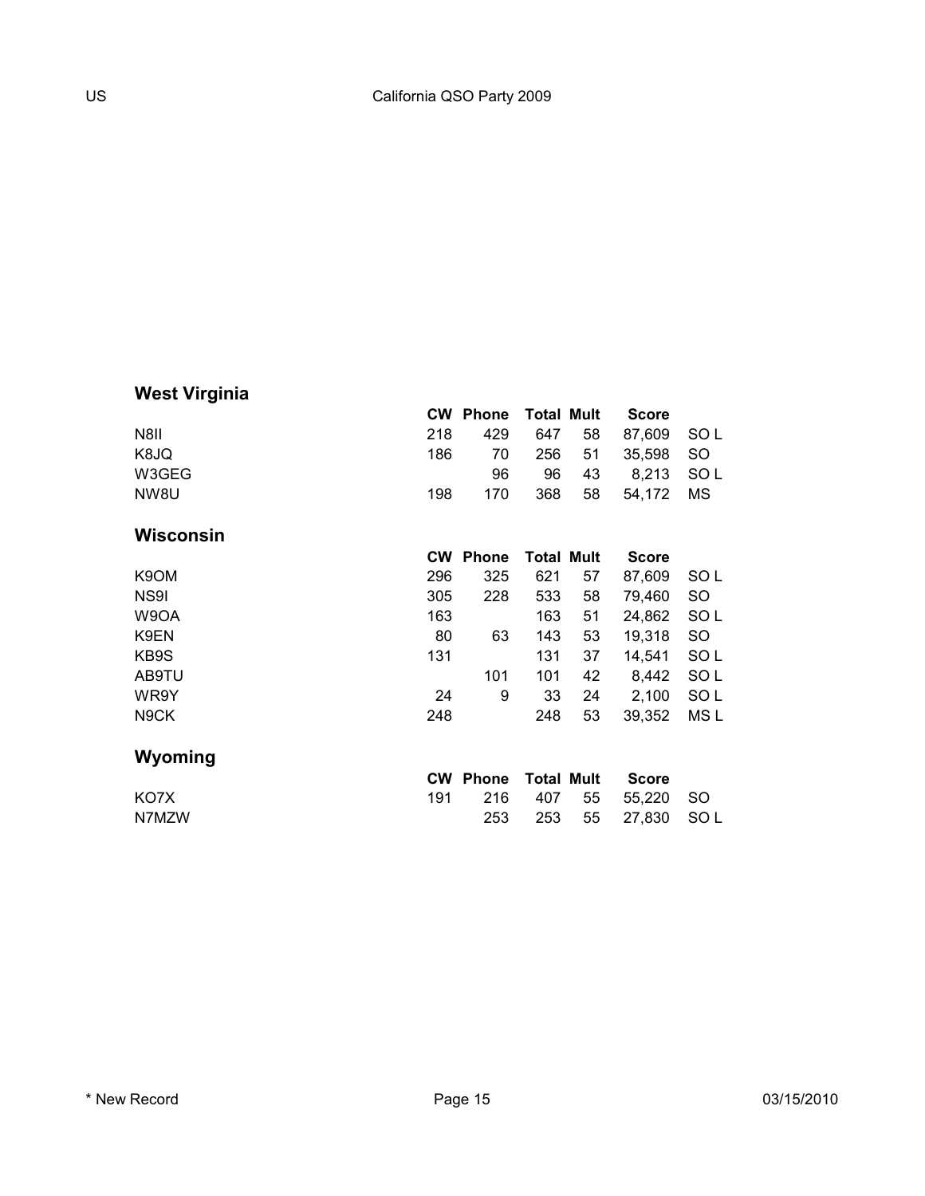## West Virginia

| | CW | Phone | Total | Mult | Score | |
|---|---|---|---|---|---|---|
| N8II | 218 | 429 | 647 | 58 | 87,609 | SO L |
| K8JQ | 186 | 70 | 256 | 51 | 35,598 | SO |
| W3GEG | | 96 | 96 | 43 | 8,213 | SO L |
| NW8U | 198 | 170 | 368 | 58 | 54,172 | MS |

## Wisconsin

| | CW | Phone | Total | Mult | Score | |
|---|---|---|---|---|---|---|
| K9OM | 296 | 325 | 621 | 57 | 87,609 | SO L |
| NS9I | 305 | 228 | 533 | 58 | 79,460 | SO |
| W9OA | 163 | | 163 | 51 | 24,862 | SO L |
| K9EN | 80 | 63 | 143 | 53 | 19,318 | SO |
| KB9S | 131 | | 131 | 37 | 14,541 | SO L |
| AB9TU | | 101 | 101 | 42 | 8,442 | SO L |
| WR9Y | 24 | 9 | 33 | 24 | 2,100 | SO L |
| N9CK | 248 | | 248 | 53 | 39,352 | MS L |

## Wyoming

| | CW | Phone | Total | Mult | Score | |
|---|---|---|---|---|---|---|
| KO7X | 191 | 216 | 407 | 55 | 55,220 | SO |
| N7MZW | | 253 | 253 | 55 | 27,830 | SO L |

\* New Record